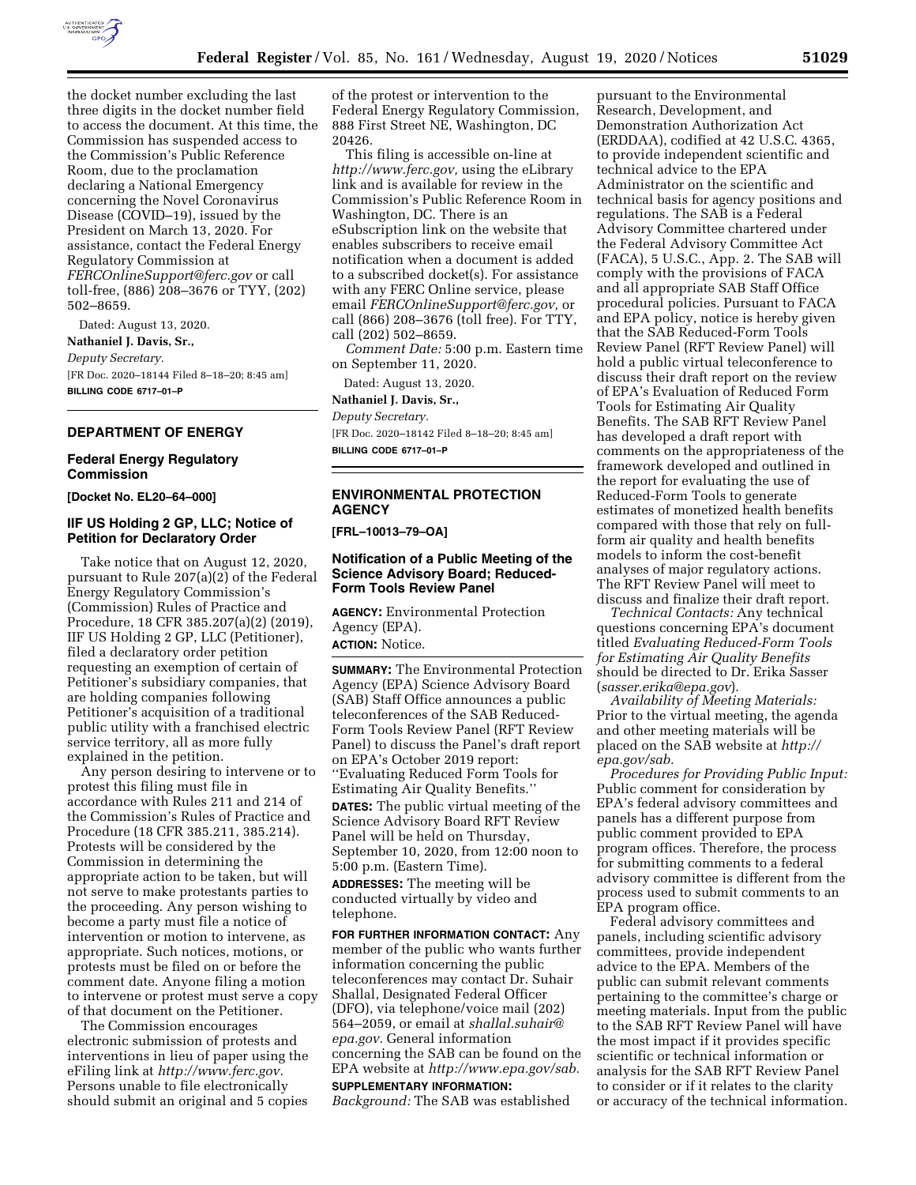the docket number excluding the last three digits in the docket number field to access the document. At this time, the Commission has suspended access to the Commission's Public Reference Room, due to the proclamation declaring a National Emergency concerning the Novel Coronavirus Disease (COVID–19), issued by the President on March 13, 2020. For assistance, contact the Federal Energy Regulatory Commission at *FERCOnlineSupport@ferc.gov* or call toll-free, (886) 208–3676 or TYY, (202) 502–8659.

Dated: August 13, 2020.

**Nathaniel J. Davis, Sr.,**

*Deputy Secretary.*

[FR Doc. 2020–18144 Filed 8–18–20; 8:45 am]

**BILLING CODE 6717–01–P**

## DEPARTMENT OF ENERGY

### Federal Energy Regulatory Commission

**[Docket No. EL20–64–000]**

### IIF US Holding 2 GP, LLC; Notice of Petition for Declaratory Order

Take notice that on August 12, 2020, pursuant to Rule 207(a)(2) of the Federal Energy Regulatory Commission's (Commission) Rules of Practice and Procedure, 18 CFR 385.207(a)(2) (2019), IIF US Holding 2 GP, LLC (Petitioner), filed a declaratory order petition requesting an exemption of certain of Petitioner's subsidiary companies, that are holding companies following Petitioner's acquisition of a traditional public utility with a franchised electric service territory, all as more fully explained in the petition.

Any person desiring to intervene or to protest this filing must file in accordance with Rules 211 and 214 of the Commission's Rules of Practice and Procedure (18 CFR 385.211, 385.214). Protests will be considered by the Commission in determining the appropriate action to be taken, but will not serve to make protestants parties to the proceeding. Any person wishing to become a party must file a notice of intervention or motion to intervene, as appropriate. Such notices, motions, or protests must be filed on or before the comment date. Anyone filing a motion to intervene or protest must serve a copy of that document on the Petitioner.

The Commission encourages electronic submission of protests and interventions in lieu of paper using the eFiling link at *http://www.ferc.gov.* Persons unable to file electronically should submit an original and 5 copies of the protest or intervention to the Federal Energy Regulatory Commission, 888 First Street NE, Washington, DC 20426.

This filing is accessible on-line at *http://www.ferc.gov,* using the eLibrary link and is available for review in the Commission's Public Reference Room in Washington, DC. There is an eSubscription link on the website that enables subscribers to receive email notification when a document is added to a subscribed docket(s). For assistance with any FERC Online service, please email *FERCOnlineSupport@ferc.gov,* or call (866) 208–3676 (toll free). For TTY, call (202) 502–8659.

*Comment Date:* 5:00 p.m. Eastern time on September 11, 2020.

Dated: August 13, 2020.

**Nathaniel J. Davis, Sr.,**

*Deputy Secretary.*

[FR Doc. 2020–18142 Filed 8–18–20; 8:45 am]

**BILLING CODE 6717–01–P**

## ENVIRONMENTAL PROTECTION AGENCY

**[FRL–10013–79–OA]**

### Notification of a Public Meeting of the Science Advisory Board; Reduced-Form Tools Review Panel

**AGENCY:** Environmental Protection Agency (EPA).

**ACTION:** Notice.

**SUMMARY:** The Environmental Protection Agency (EPA) Science Advisory Board (SAB) Staff Office announces a public teleconferences of the SAB Reduced-Form Tools Review Panel (RFT Review Panel) to discuss the Panel's draft report on EPA's October 2019 report: ''Evaluating Reduced Form Tools for Estimating Air Quality Benefits.''

**DATES:** The public virtual meeting of the Science Advisory Board RFT Review Panel will be held on Thursday, September 10, 2020, from 12:00 noon to 5:00 p.m. (Eastern Time).

**ADDRESSES:** The meeting will be conducted virtually by video and telephone.

**FOR FURTHER INFORMATION CONTACT:** Any member of the public who wants further information concerning the public teleconferences may contact Dr. Suhair Shallal, Designated Federal Officer (DFO), via telephone/voice mail (202) 564–2059, or email at *shallal.suhair@epa.gov.* General information concerning the SAB can be found on the EPA website at *http://www.epa.gov/sab.*

**SUPPLEMENTARY INFORMATION:**

*Background:* The SAB was established pursuant to the Environmental Research, Development, and Demonstration Authorization Act (ERDDAA), codified at 42 U.S.C. 4365, to provide independent scientific and technical advice to the EPA Administrator on the scientific and technical basis for agency positions and regulations. The SAB is a Federal Advisory Committee chartered under the Federal Advisory Committee Act (FACA), 5 U.S.C., App. 2. The SAB will comply with the provisions of FACA and all appropriate SAB Staff Office procedural policies. Pursuant to FACA and EPA policy, notice is hereby given that the SAB Reduced-Form Tools Review Panel (RFT Review Panel) will hold a public virtual teleconference to discuss their draft report on the review of EPA's Evaluation of Reduced Form Tools for Estimating Air Quality Benefits. The SAB RFT Review Panel has developed a draft report with comments on the appropriateness of the framework developed and outlined in the report for evaluating the use of Reduced-Form Tools to generate estimates of monetized health benefits compared with those that rely on full-form air quality and health benefits models to inform the cost-benefit analyses of major regulatory actions. The RFT Review Panel will meet to discuss and finalize their draft report.

*Technical Contacts:* Any technical questions concerning EPA's document titled *Evaluating Reduced-Form Tools for Estimating Air Quality Benefits* should be directed to Dr. Erika Sasser (*sasser.erika@epa.gov*).

*Availability of Meeting Materials:* Prior to the virtual meeting, the agenda and other meeting materials will be placed on the SAB website at *http://epa.gov/sab.*

*Procedures for Providing Public Input:* Public comment for consideration by EPA's federal advisory committees and panels has a different purpose from public comment provided to EPA program offices. Therefore, the process for submitting comments to a federal advisory committee is different from the process used to submit comments to an EPA program office.

Federal advisory committees and panels, including scientific advisory committees, provide independent advice to the EPA. Members of the public can submit relevant comments pertaining to the committee's charge or meeting materials. Input from the public to the SAB RFT Review Panel will have the most impact if it provides specific scientific or technical information or analysis for the SAB RFT Review Panel to consider or if it relates to the clarity or accuracy of the technical information.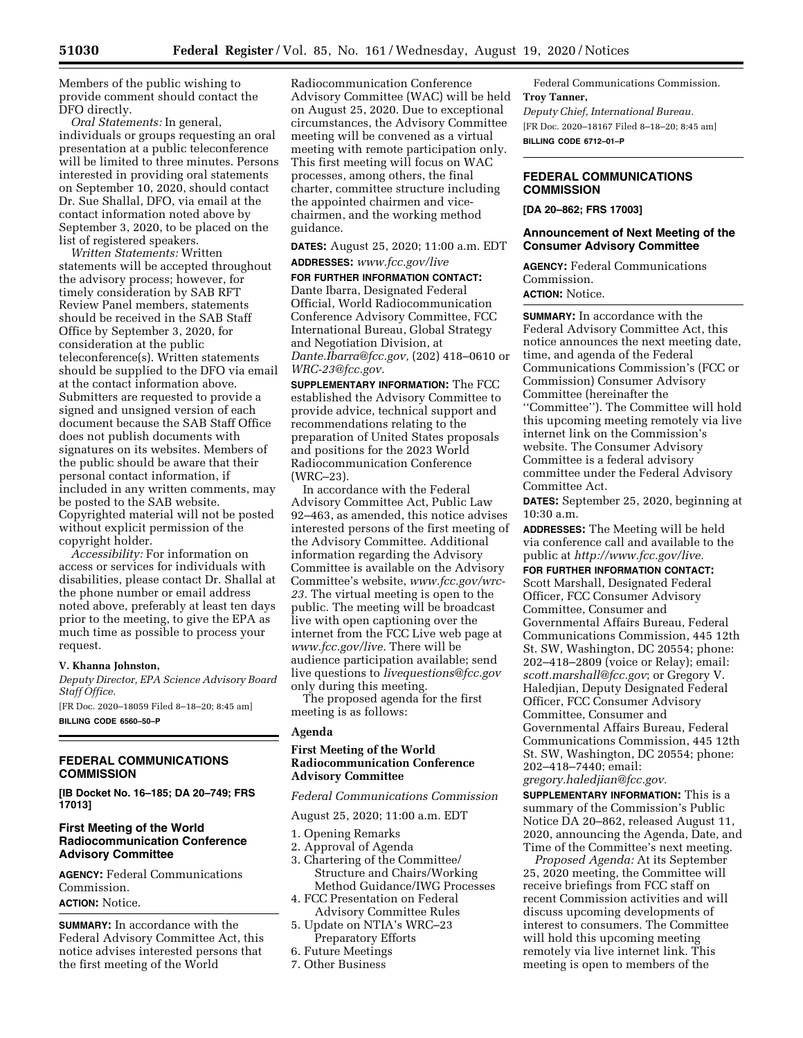Members of the public wishing to provide comment should contact the DFO directly.

*Oral Statements:* In general, individuals or groups requesting an oral presentation at a public teleconference will be limited to three minutes. Persons interested in providing oral statements on September 10, 2020, should contact Dr. Sue Shallal, DFO, via email at the contact information noted above by September 3, 2020, to be placed on the list of registered speakers.

*Written Statements:* Written statements will be accepted throughout the advisory process; however, for timely consideration by SAB RFT Review Panel members, statements should be received in the SAB Staff Office by September 3, 2020, for consideration at the public teleconference(s). Written statements should be supplied to the DFO via email at the contact information above. Submitters are requested to provide a signed and unsigned version of each document because the SAB Staff Office does not publish documents with signatures on its websites. Members of the public should be aware that their personal contact information, if included in any written comments, may be posted to the SAB website. Copyrighted material will not be posted without explicit permission of the copyright holder.

*Accessibility:* For information on access or services for individuals with disabilities, please contact Dr. Shallal at the phone number or email address noted above, preferably at least ten days prior to the meeting, to give the EPA as much time as possible to process your request.

**V. Khanna Johnston,**

*Deputy Director, EPA Science Advisory Board Staff Office.*

[FR Doc. 2020–18059 Filed 8–18–20; 8:45 am]

**BILLING CODE 6560–50–P**

---

## FEDERAL COMMUNICATIONS COMMISSION

**[IB Docket No. 16–185; DA 20–749; FRS 17013]**

## First Meeting of the World Radiocommunication Conference Advisory Committee

**AGENCY:** Federal Communications Commission.

**ACTION:** Notice.

**SUMMARY:** In accordance with the Federal Advisory Committee Act, this notice advises interested persons that the first meeting of the World Radiocommunication Conference Advisory Committee (WAC) will be held on August 25, 2020. Due to exceptional circumstances, the Advisory Committee meeting will be convened as a virtual meeting with remote participation only. This first meeting will focus on WAC processes, among others, the final charter, committee structure including the appointed chairmen and vice-chairmen, and the working method guidance.

**DATES:** August 25, 2020; 11:00 a.m. EDT

**ADDRESSES:** *www.fcc.gov/live*

**FOR FURTHER INFORMATION CONTACT:** Dante Ibarra, Designated Federal Official, World Radiocommunication Conference Advisory Committee, FCC International Bureau, Global Strategy and Negotiation Division, at *Dante.Ibarra@fcc.gov,* (202) 418–0610 or *WRC-23@fcc.gov.*

**SUPPLEMENTARY INFORMATION:** The FCC established the Advisory Committee to provide advice, technical support and recommendations relating to the preparation of United States proposals and positions for the 2023 World Radiocommunication Conference (WRC–23).

In accordance with the Federal Advisory Committee Act, Public Law 92–463, as amended, this notice advises interested persons of the first meeting of the Advisory Committee. Additional information regarding the Advisory Committee is available on the Advisory Committee's website, *www.fcc.gov/wrc-23.* The virtual meeting is open to the public. The meeting will be broadcast live with open captioning over the internet from the FCC Live web page at *www.fcc.gov/live.* There will be audience participation available; send live questions to *livequestions@fcc.gov* only during this meeting.

The proposed agenda for the first meeting is as follows:

### Agenda

### First Meeting of the World Radiocommunication Conference Advisory Committee

*Federal Communications Commission*

August 25, 2020; 11:00 a.m. EDT

1. Opening Remarks
2. Approval of Agenda
3. Chartering of the Committee/Structure and Chairs/Working Method Guidance/IWG Processes
4. FCC Presentation on Federal Advisory Committee Rules
5. Update on NTIA's WRC–23 Preparatory Efforts
6. Future Meetings
7. Other Business

Federal Communications Commission.

**Troy Tanner,**

*Deputy Chief, International Bureau.*

[FR Doc. 2020–18167 Filed 8–18–20; 8:45 am]

**BILLING CODE 6712–01–P**

---

## FEDERAL COMMUNICATIONS COMMISSION

**[DA 20–862; FRS 17003]**

## Announcement of Next Meeting of the Consumer Advisory Committee

**AGENCY:** Federal Communications Commission.

**ACTION:** Notice.

**SUMMARY:** In accordance with the Federal Advisory Committee Act, this notice announces the next meeting date, time, and agenda of the Federal Communications Commission's (FCC or Commission) Consumer Advisory Committee (hereinafter the "Committee"). The Committee will hold this upcoming meeting remotely via live internet link on the Commission's website. The Consumer Advisory Committee is a federal advisory committee under the Federal Advisory Committee Act.

**DATES:** September 25, 2020, beginning at 10:30 a.m.

**ADDRESSES:** The Meeting will be held via conference call and available to the public at *http://www.fcc.gov/live.*

**FOR FURTHER INFORMATION CONTACT:** Scott Marshall, Designated Federal Officer, FCC Consumer Advisory Committee, Consumer and Governmental Affairs Bureau, Federal Communications Commission, 445 12th St. SW, Washington, DC 20554; phone: 202–418–2809 (voice or Relay); email: *scott.marshall@fcc.gov*; or Gregory V. Haledjian, Deputy Designated Federal Officer, FCC Consumer Advisory Committee, Consumer and Governmental Affairs Bureau, Federal Communications Commission, 445 12th St. SW, Washington, DC 20554; phone: 202–418–7440; email: *gregory.haledjian@fcc.gov.*

**SUPPLEMENTARY INFORMATION:** This is a summary of the Commission's Public Notice DA 20–862, released August 11, 2020, announcing the Agenda, Date, and Time of the Committee's next meeting.

*Proposed Agenda:* At its September 25, 2020 meeting, the Committee will receive briefings from FCC staff on recent Commission activities and will discuss upcoming developments of interest to consumers. The Committee will hold this upcoming meeting remotely via live internet link. This meeting is open to members of the